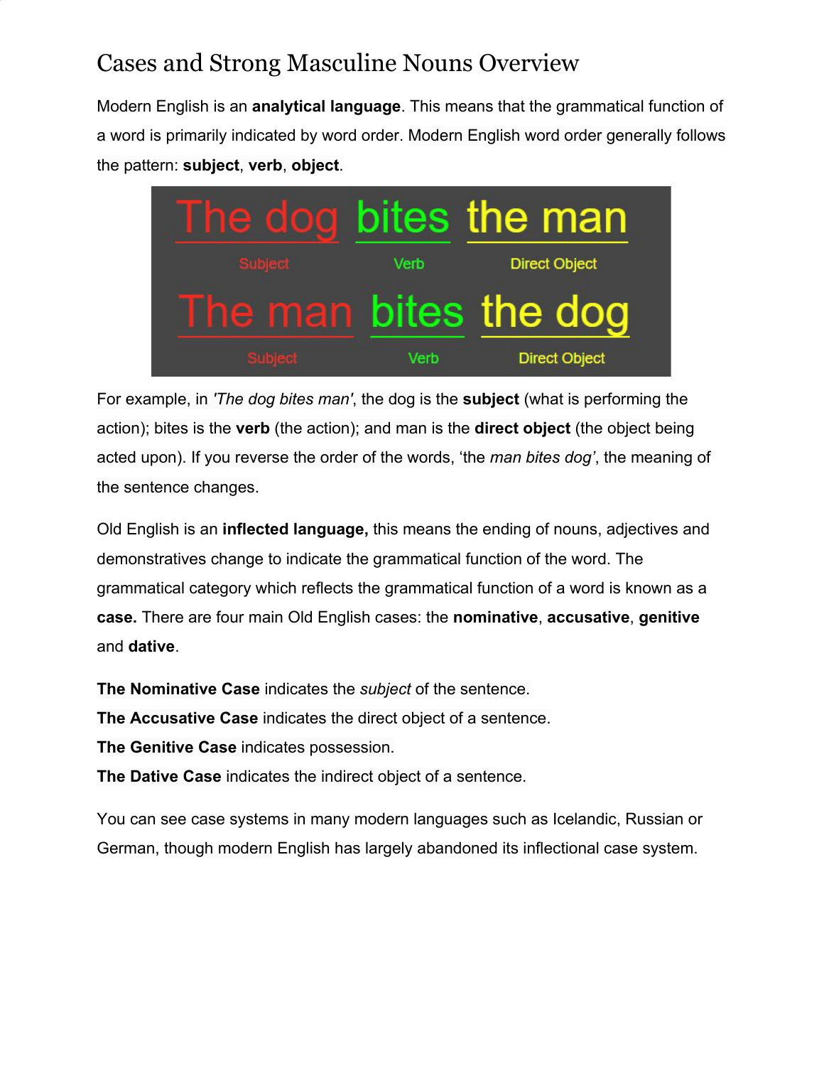# Cases and Strong Masculine Nouns Overview

Modern English is an **analytical language**. This means that the grammatical function of a word is primarily indicated by word order. Modern English word order generally follows the pattern: **subject**, **verb**, **object**.

For example, in *'The dog bites man'*, the dog is the **subject** (what is performing the action); bites is the **verb** (the action); and man is the **direct object** (the object being acted upon). If you reverse the order of the words, 'the *man bites dog'*, the meaning of the sentence changes.

Old English is an **inflected language,** this means the ending of nouns, adjectives and demonstratives change to indicate the grammatical function of the word. The grammatical category which reflects the grammatical function of a word is known as a **case.** There are four main Old English cases: the **nominative**, **accusative**, **genitive** and **dative**.

**The Nominative Case** indicates the *subject* of the sentence.
**The Accusative Case** indicates the direct object of a sentence.
**The Genitive Case** indicates possession.
**The Dative Case** indicates the indirect object of a sentence.

You can see case systems in many modern languages such as Icelandic, Russian or German, though modern English has largely abandoned its inflectional case system.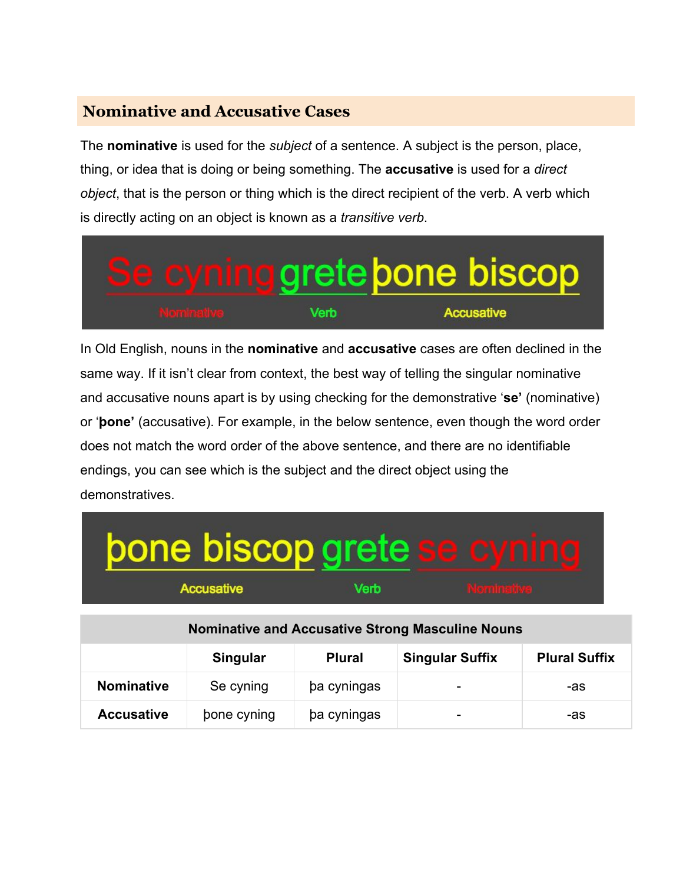## Nominative and Accusative Cases

The **nominative** is used for the *subject* of a sentence. A subject is the person, place, thing, or idea that is doing or being something. The **accusative** is used for a *direct object*, that is the person or thing which is the direct recipient of the verb. A verb which is directly acting on an object is known as a *transitive verb*.

Se cyning grete þone biscop

Nominative Verb Accusative

In Old English, nouns in the **nominative** and **accusative** cases are often declined in the same way. If it isn't clear from context, the best way of telling the singular nominative and accusative nouns apart is by using checking for the demonstrative '**se'** (nominative) or '**þone'** (accusative). For example, in the below sentence, even though the word order does not match the word order of the above sentence, and there are no identifiable endings, you can see which is the subject and the direct object using the demonstratives.

þone biscop grete se cyning

Accusative Verb Nominative

| Nominative and Accusative Strong Masculine Nouns | | | | |
|---|---|---|---|---|
| | **Singular** | **Plural** | **Singular Suffix** | **Plural Suffix** |
| **Nominative** | Se cyning | þa cyningas | - | -as |
| **Accusative** | þone cyning | þa cyningas | - | -as |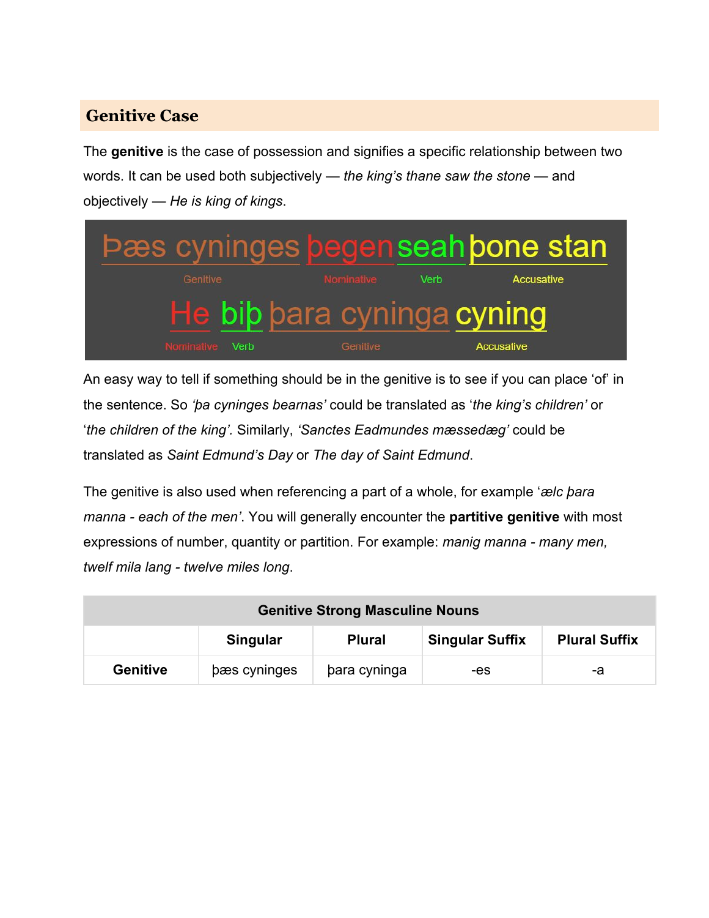## Genitive Case

The **genitive** is the case of possession and signifies a specific relationship between two words. It can be used both subjectively — *the king's thane saw the stone* — and objectively — *He is king of kings*.

| Þæs cyninges | þegen | seah | þone stan |
|---|---|---|---|
| Genitive | Nominative | Verb | Accusative |

| He | biþ | þara cyninga | cyning |
|---|---|---|---|
| Nominative | Verb | Genitive | Accusative |

An easy way to tell if something should be in the genitive is to see if you can place 'of' in the sentence. So *'þa cyninges bearnas'* could be translated as '*the king's children'* or '*the children of the king'.* Similarly, *'Sanctes Eadmundes mæssedæg'* could be translated as *Saint Edmund's Day* or *The day of Saint Edmund*.

The genitive is also used when referencing a part of a whole, for example '*ælc þara manna - each of the men'*. You will generally encounter the **partitive genitive** with most expressions of number, quantity or partition. For example: *manig manna - many men, twelf mila lang - twelve miles long*.

| Genitive Strong Masculine Nouns | | | | |
|---|---|---|---|---|
| | **Singular** | **Plural** | **Singular Suffix** | **Plural Suffix** |
| **Genitive** | þæs cyninges | þara cyninga | -es | -a |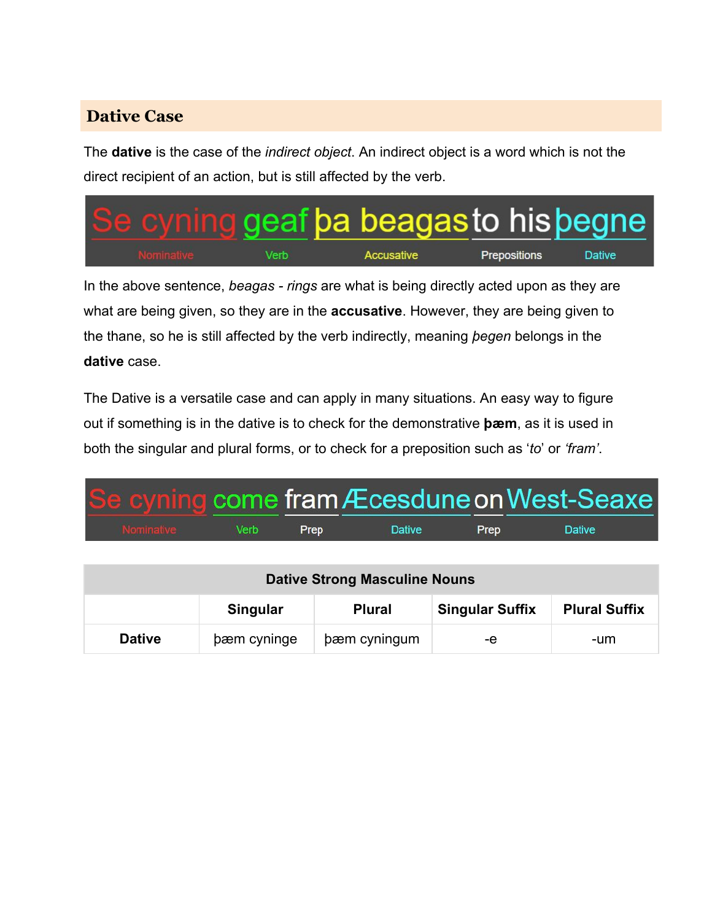## Dative Case

The **dative** is the case of the *indirect object*. An indirect object is a word which is not the direct recipient of an action, but is still affected by the verb.

| Se cyning | geaf | þa beagas | to his | þegne |
|---|---|---|---|---|
| Nominative | Verb | Accusative | Prepositions | Dative |

In the above sentence, *beagas* - *rings* are what is being directly acted upon as they are what are being given, so they are in the **accusative**. However, they are being given to the thane, so he is still affected by the verb indirectly, meaning *þegen* belongs in the **dative** case.

The Dative is a versatile case and can apply in many situations. An easy way to figure out if something is in the dative is to check for the demonstrative **þæm**, as it is used in both the singular and plural forms, or to check for a preposition such as '*to*' or *'fram'*.

| Se cyning | come | fram | Æcesdune | on | West-Seaxe |
|---|---|---|---|---|---|
| Nominative | Verb | Prep | Dative | Prep | Dative |

| Dative Strong Masculine Nouns | | | | |
|---|---|---|---|---|
| | **Singular** | **Plural** | **Singular Suffix** | **Plural Suffix** |
| **Dative** | þæm cyninge | þæm cyningum | -e | -um |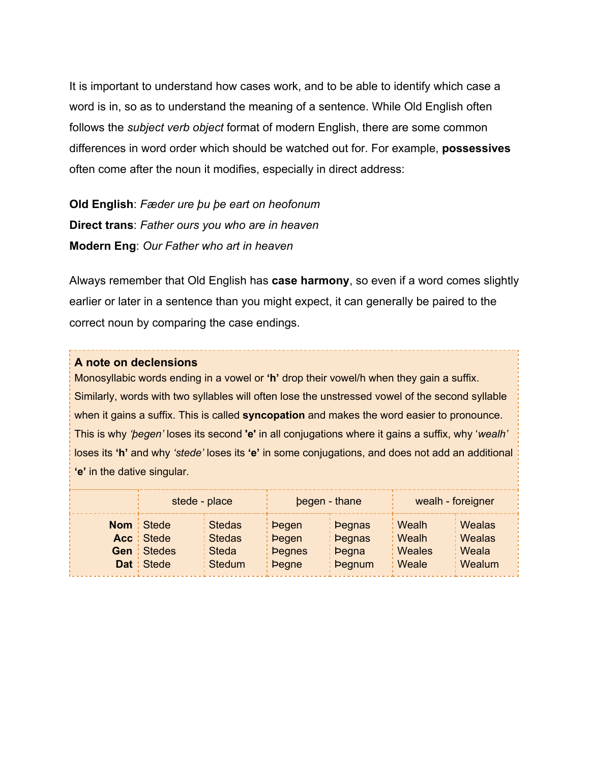It is important to understand how cases work, and to be able to identify which case a word is in, so as to understand the meaning of a sentence. While Old English often follows the *subject verb object* format of modern English, there are some common differences in word order which should be watched out for. For example, **possessives** often come after the noun it modifies, especially in direct address:

**Old English**: *Fæder ure þu þe eart on heofonum*
**Direct trans**: *Father ours you who are in heaven*
**Modern Eng**: *Our Father who art in heaven*

Always remember that Old English has **case harmony**, so even if a word comes slightly earlier or later in a sentence than you might expect, it can generally be paired to the correct noun by comparing the case endings.

**A note on declensions**

Monosyllabic words ending in a vowel or **'h'** drop their vowel/h when they gain a suffix. Similarly, words with two syllables will often lose the unstressed vowel of the second syllable when it gains a suffix. This is called **syncopation** and makes the word easier to pronounce. This is why *'þegen'* loses its second **'e'** in all conjugations where it gains a suffix, why '*wealh'* loses its **'h'** and why *'stede'* loses its **'e'** in some conjugations, and does not add an additional **'e'** in the dative singular.

| | stede - place | | þegen - thane | | wealh - foreigner | |
|---|---|---|---|---|---|---|
| **Nom** | Stede | Stedas | Þegen | Þegnas | Wealh | Wealas |
| **Acc** | Stede | Stedas | Þegen | Þegnas | Wealh | Wealas |
| **Gen** | Stedes | Steda | Þegnes | Þegna | Weales | Weala |
| **Dat** | Stede | Stedum | Þegne | Þegnum | Weale | Wealum |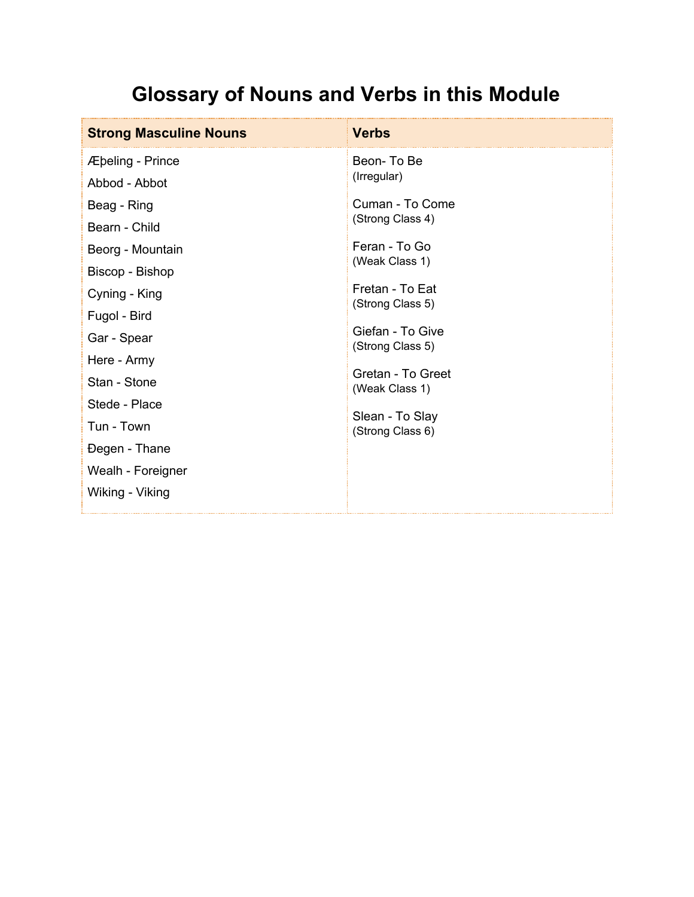# Glossary of Nouns and Verbs in this Module

| Strong Masculine Nouns | Verbs |
|---|---|
| Æþeling - Prince<br>Abbod - Abbot<br>Beag - Ring<br>Bearn - Child<br>Beorg - Mountain<br>Biscop - Bishop<br>Cyning - King<br>Fugol - Bird<br>Gar - Spear<br>Here - Army<br>Stan - Stone<br>Stede - Place<br>Tun - Town<br>Đegen - Thane<br>Wealh - Foreigner<br>Wiking - Viking | Beon- To Be<br>(Irregular)<br><br>Cuman - To Come<br>(Strong Class 4)<br><br>Feran - To Go<br>(Weak Class 1)<br><br>Fretan - To Eat<br>(Strong Class 5)<br><br>Giefan - To Give<br>(Strong Class 5)<br><br>Gretan - To Greet<br>(Weak Class 1)<br><br>Slean - To Slay<br>(Strong Class 6) |